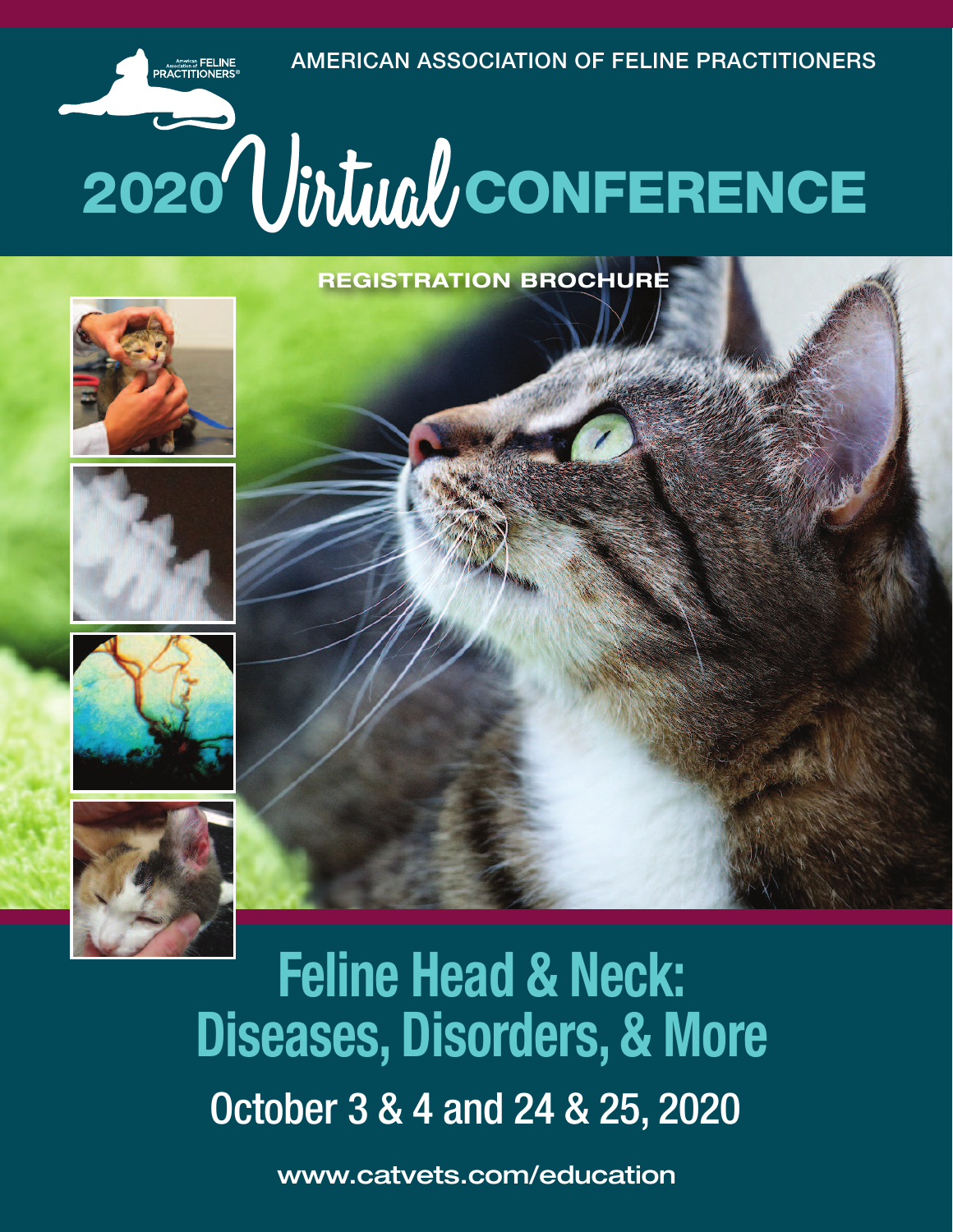AMERICAN ASSOCIATION OF FELINE PRACTITIONERS

# 2020 Virtual CONFERENCE

REGISTRATION BROCHURE

## Feline Head & Neck: Diseases, Disorders, & More

October 3 & 4 and 24 & 25, 2020

www.catvets.com/education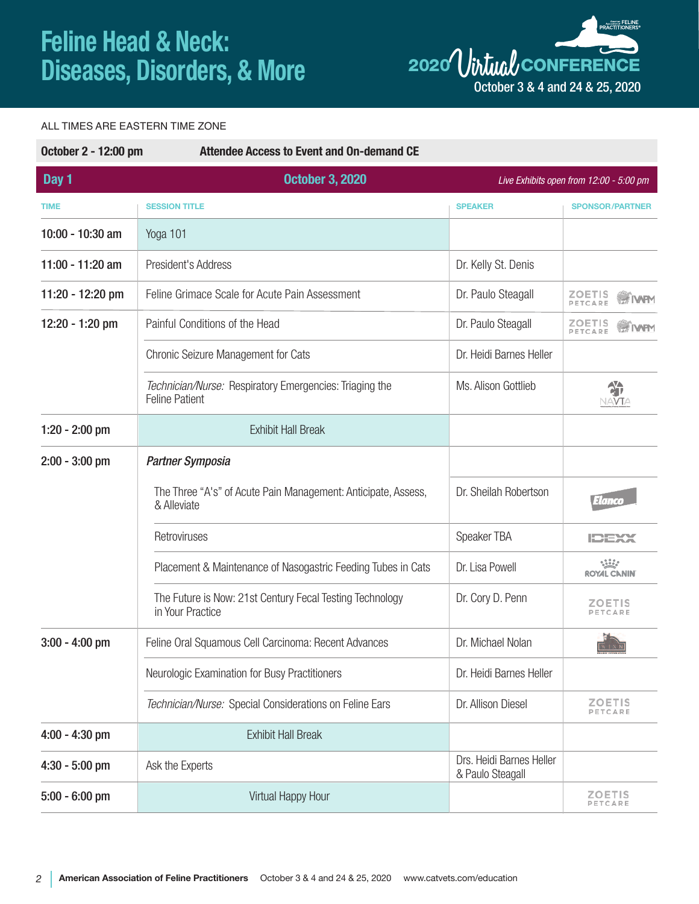# Feline Head & Neck: Diseases, Disorders, & More

2020 Virtual CONFERENCE
October 3 & 4 and 24 & 25, 2020

ALL TIMES ARE EASTERN TIME ZONE

**October 2 - 12:00 pm** — **Attendee Access to Event and On-demand CE**

## Day 1 — October 3, 2020

*Live Exhibits open from 12:00 - 5:00 pm*

| TIME | SESSION TITLE | SPEAKER | SPONSOR/PARTNER |
|---|---|---|---|
| 10:00 - 10:30 am | Yoga 101 | | |
| 11:00 - 11:20 am | President's Address | Dr. Kelly St. Denis | |
| 11:20 - 12:20 pm | Feline Grimace Scale for Acute Pain Assessment | Dr. Paulo Steagall | ZOETIS PETCARE, IVAPM |
| 12:20 - 1:20 pm | Painful Conditions of the Head | Dr. Paulo Steagall | ZOETIS PETCARE, IVAPM |
| | Chronic Seizure Management for Cats | Dr. Heidi Barnes Heller | |
| | *Technician/Nurse:* Respiratory Emergencies: Triaging the Feline Patient | Ms. Alison Gottlieb | NAVTA |
| 1:20 - 2:00 pm | Exhibit Hall Break | | |
| 2:00 - 3:00 pm | ***Partner Symposia*** | | |
| | The Three "A's" of Acute Pain Management: Anticipate, Assess, & Alleviate | Dr. Sheilah Robertson | Elanco |
| | Retroviruses | Speaker TBA | IDEXX |
| | Placement & Maintenance of Nasogastric Feeding Tubes in Cats | Dr. Lisa Powell | ROYAL CANIN |
| | The Future is Now: 21st Century Fecal Testing Technology in Your Practice | Dr. Cory D. Penn | ZOETIS PETCARE |
| 3:00 - 4:00 pm | Feline Oral Squamous Cell Carcinoma: Recent Advances | Dr. Michael Nolan | WINN |
| | Neurologic Examination for Busy Practitioners | Dr. Heidi Barnes Heller | |
| | *Technician/Nurse:* Special Considerations on Feline Ears | Dr. Allison Diesel | ZOETIS PETCARE |
| 4:00 - 4:30 pm | Exhibit Hall Break | | |
| 4:30 - 5:00 pm | Ask the Experts | Drs. Heidi Barnes Heller & Paulo Steagall | |
| 5:00 - 6:00 pm | Virtual Happy Hour | | ZOETIS PETCARE |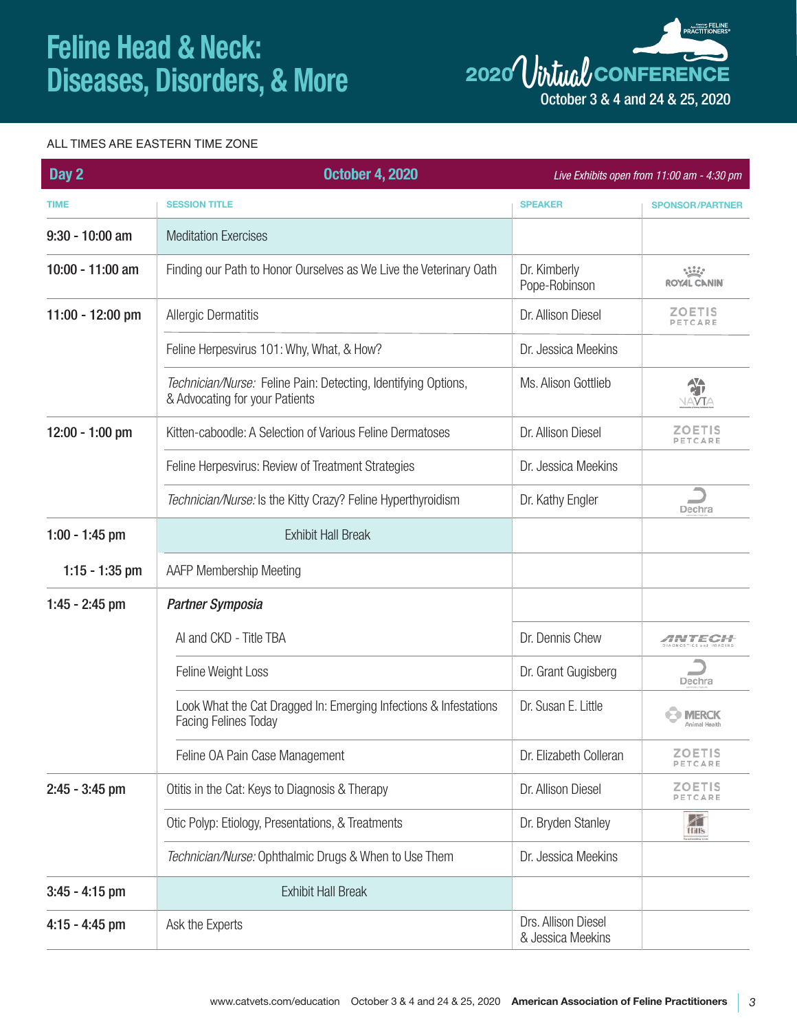# Feline Head & Neck: Diseases, Disorders, & More

2020 Virtual CONFERENCE
October 3 & 4 and 24 & 25, 2020

ALL TIMES ARE EASTERN TIME ZONE

| Day 2 | October 4, 2020 | *Live Exhibits open from 11:00 am - 4:30 pm* | |
|---|---|---|---|
| TIME | SESSION TITLE | SPEAKER | SPONSOR/PARTNER |
| 9:30 - 10:00 am | Meditation Exercises | | |
| 10:00 - 11:00 am | Finding our Path to Honor Ourselves as We Live the Veterinary Oath | Dr. Kimberly Pope-Robinson | Royal Canin |
| 11:00 - 12:00 pm | Allergic Dermatitis | Dr. Allison Diesel | Zoetis Petcare |
| | Feline Herpesvirus 101: Why, What, & How? | Dr. Jessica Meekins | |
| | *Technician/Nurse:* Feline Pain: Detecting, Identifying Options, & Advocating for your Patients | Ms. Alison Gottlieb | NAVTA |
| 12:00 - 1:00 pm | Kitten-caboodle: A Selection of Various Feline Dermatoses | Dr. Allison Diesel | Zoetis Petcare |
| | Feline Herpesvirus: Review of Treatment Strategies | Dr. Jessica Meekins | |
| | *Technician/Nurse:* Is the Kitty Crazy? Feline Hyperthyroidism | Dr. Kathy Engler | Dechra |
| 1:00 - 1:45 pm | Exhibit Hall Break | | |
| 1:15 - 1:35 pm | AAFP Membership Meeting | | |
| 1:45 - 2:45 pm | ***Partner Symposia*** | | |
| | AI and CKD - Title TBA | Dr. Dennis Chew | Antech Diagnostics and Imaging |
| | Feline Weight Loss | Dr. Grant Gugisberg | Dechra |
| | Look What the Cat Dragged In: Emerging Infections & Infestations Facing Felines Today | Dr. Susan E. Little | Merck Animal Health |
| | Feline OA Pain Case Management | Dr. Elizabeth Colleran | Zoetis Petcare |
| 2:45 - 3:45 pm | Otitis in the Cat: Keys to Diagnosis & Therapy | Dr. Allison Diesel | Zoetis Petcare |
| | Otic Polyp: Etiology, Presentations, & Treatments | Dr. Bryden Stanley | Hills |
| | *Technician/Nurse:* Ophthalmic Drugs & When to Use Them | Dr. Jessica Meekins | |
| 3:45 - 4:15 pm | Exhibit Hall Break | | |
| 4:15 - 4:45 pm | Ask the Experts | Drs. Allison Diesel & Jessica Meekins | |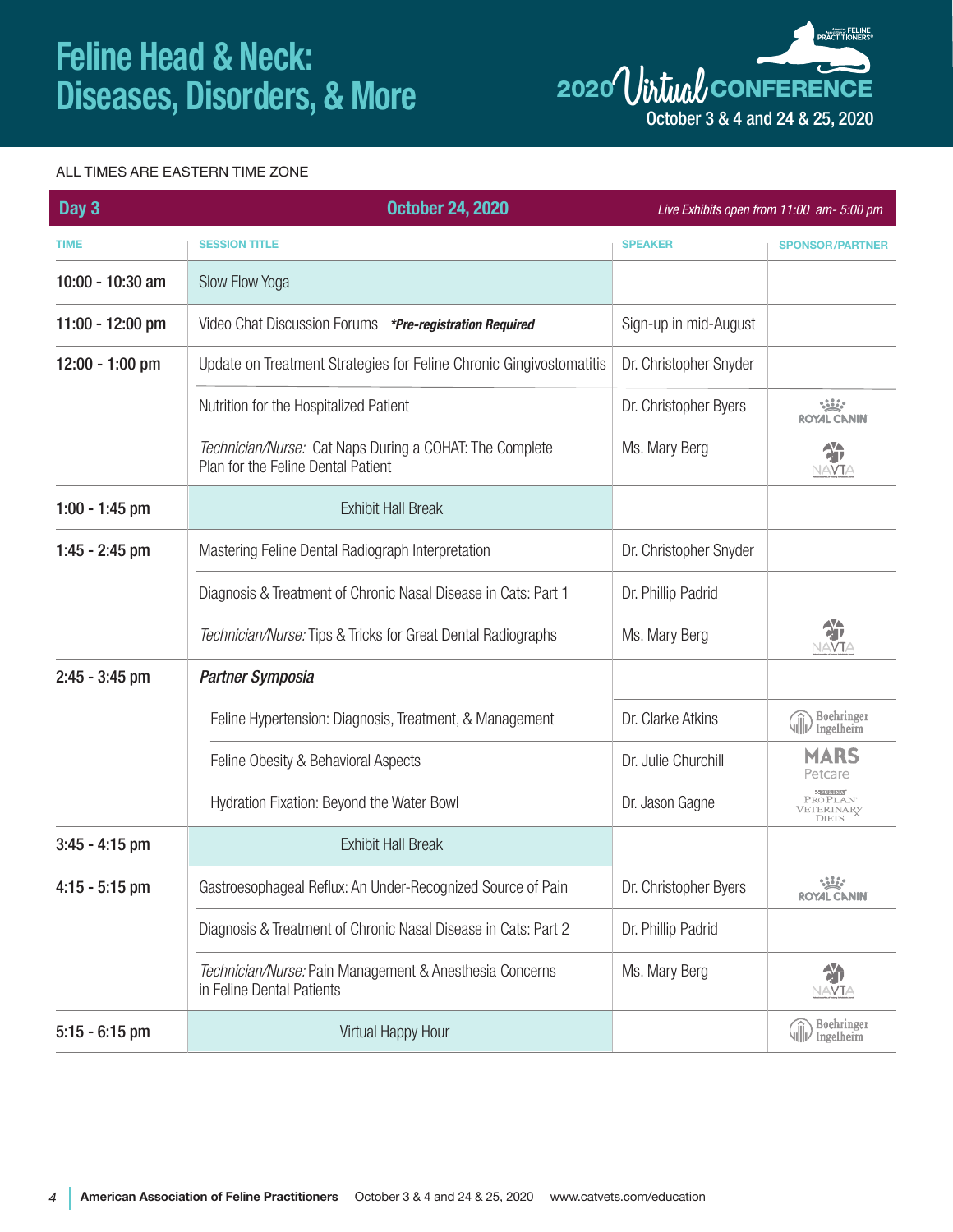# Feline Head & Neck: Diseases, Disorders, & More

2020 Virtual CONFERENCE
October 3 & 4 and 24 & 25, 2020

ALL TIMES ARE EASTERN TIME ZONE

| Day 3 | October 24, 2020 | *Live Exhibits open from 11:00 am- 5:00 pm* | |
|---|---|---|---|
| **TIME** | **SESSION TITLE** | **SPEAKER** | **SPONSOR/PARTNER** |
| 10:00 - 10:30 am | Slow Flow Yoga | | |
| 11:00 - 12:00 pm | Video Chat Discussion Forums ***Pre-registration Required*** | Sign-up in mid-August | |
| 12:00 - 1:00 pm | Update on Treatment Strategies for Feline Chronic Gingivostomatitis | Dr. Christopher Snyder | |
| | Nutrition for the Hospitalized Patient | Dr. Christopher Byers | ROYAL CANIN |
| | *Technician/Nurse:* Cat Naps During a COHAT: The Complete Plan for the Feline Dental Patient | Ms. Mary Berg | NAVTA |
| 1:00 - 1:45 pm | Exhibit Hall Break | | |
| 1:45 - 2:45 pm | Mastering Feline Dental Radiograph Interpretation | Dr. Christopher Snyder | |
| | Diagnosis & Treatment of Chronic Nasal Disease in Cats: Part 1 | Dr. Phillip Padrid | |
| | *Technician/Nurse:* Tips & Tricks for Great Dental Radiographs | Ms. Mary Berg | NAVTA |
| 2:45 - 3:45 pm | ***Partner Symposia*** | | |
| | Feline Hypertension: Diagnosis, Treatment, & Management | Dr. Clarke Atkins | Boehringer Ingelheim |
| | Feline Obesity & Behavioral Aspects | Dr. Julie Churchill | MARS Petcare |
| | Hydration Fixation: Beyond the Water Bowl | Dr. Jason Gagne | Purina Pro Plan Veterinary Diets |
| 3:45 - 4:15 pm | Exhibit Hall Break | | |
| 4:15 - 5:15 pm | Gastroesophageal Reflux: An Under-Recognized Source of Pain | Dr. Christopher Byers | ROYAL CANIN |
| | Diagnosis & Treatment of Chronic Nasal Disease in Cats: Part 2 | Dr. Phillip Padrid | |
| | *Technician/Nurse:* Pain Management & Anesthesia Concerns in Feline Dental Patients | Ms. Mary Berg | NAVTA |
| 5:15 - 6:15 pm | Virtual Happy Hour | | Boehringer Ingelheim |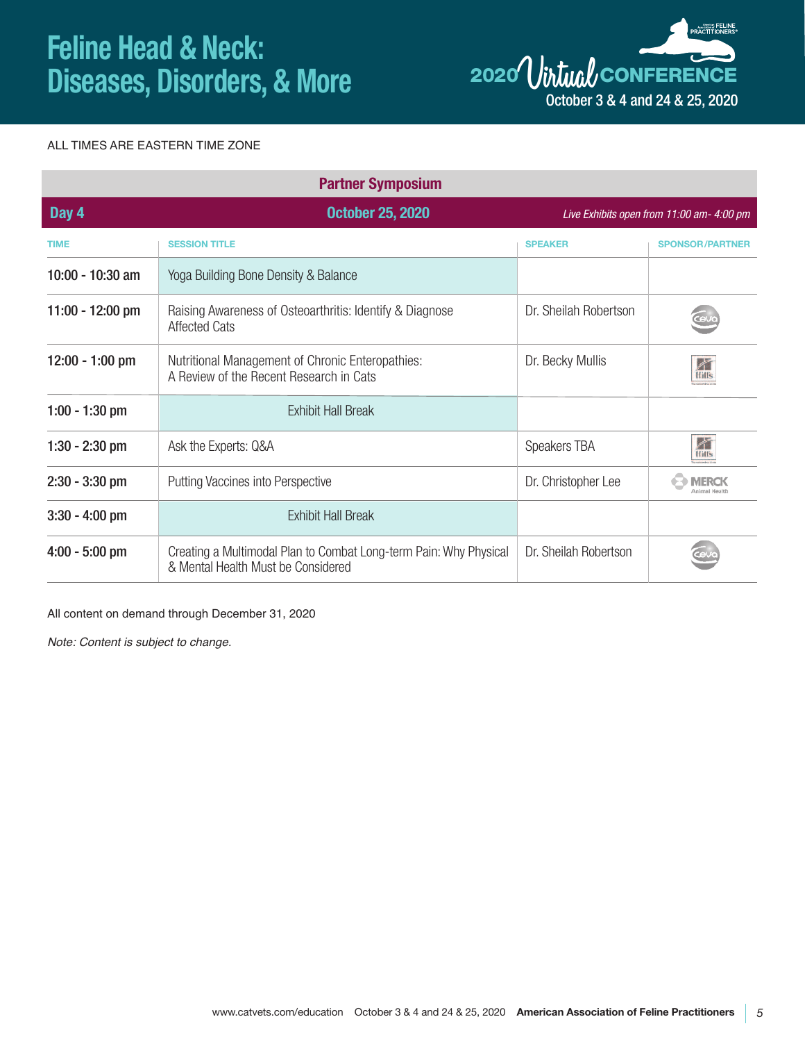# Feline Head & Neck: Diseases, Disorders, & More

2020 Virtual CONFERENCE
October 3 & 4 and 24 & 25, 2020

ALL TIMES ARE EASTERN TIME ZONE

## Partner Symposium

**Day 4** | **October 25, 2020** | *Live Exhibits open from 11:00 am- 4:00 pm*

| TIME | SESSION TITLE | SPEAKER | SPONSOR/PARTNER |
|---|---|---|---|
| 10:00 - 10:30 am | Yoga Building Bone Density & Balance | | |
| 11:00 - 12:00 pm | Raising Awareness of Osteoarthritis: Identify & Diagnose Affected Cats | Dr. Sheilah Robertson | Ceva |
| 12:00 - 1:00 pm | Nutritional Management of Chronic Enteropathies: A Review of the Recent Research in Cats | Dr. Becky Mullis | Hill's |
| 1:00 - 1:30 pm | Exhibit Hall Break | | |
| 1:30 - 2:30 pm | Ask the Experts: Q&A | Speakers TBA | Hill's |
| 2:30 - 3:30 pm | Putting Vaccines into Perspective | Dr. Christopher Lee | Merck Animal Health |
| 3:30 - 4:00 pm | Exhibit Hall Break | | |
| 4:00 - 5:00 pm | Creating a Multimodal Plan to Combat Long-term Pain: Why Physical & Mental Health Must be Considered | Dr. Sheilah Robertson | Ceva |

All content on demand through December 31, 2020

*Note: Content is subject to change.*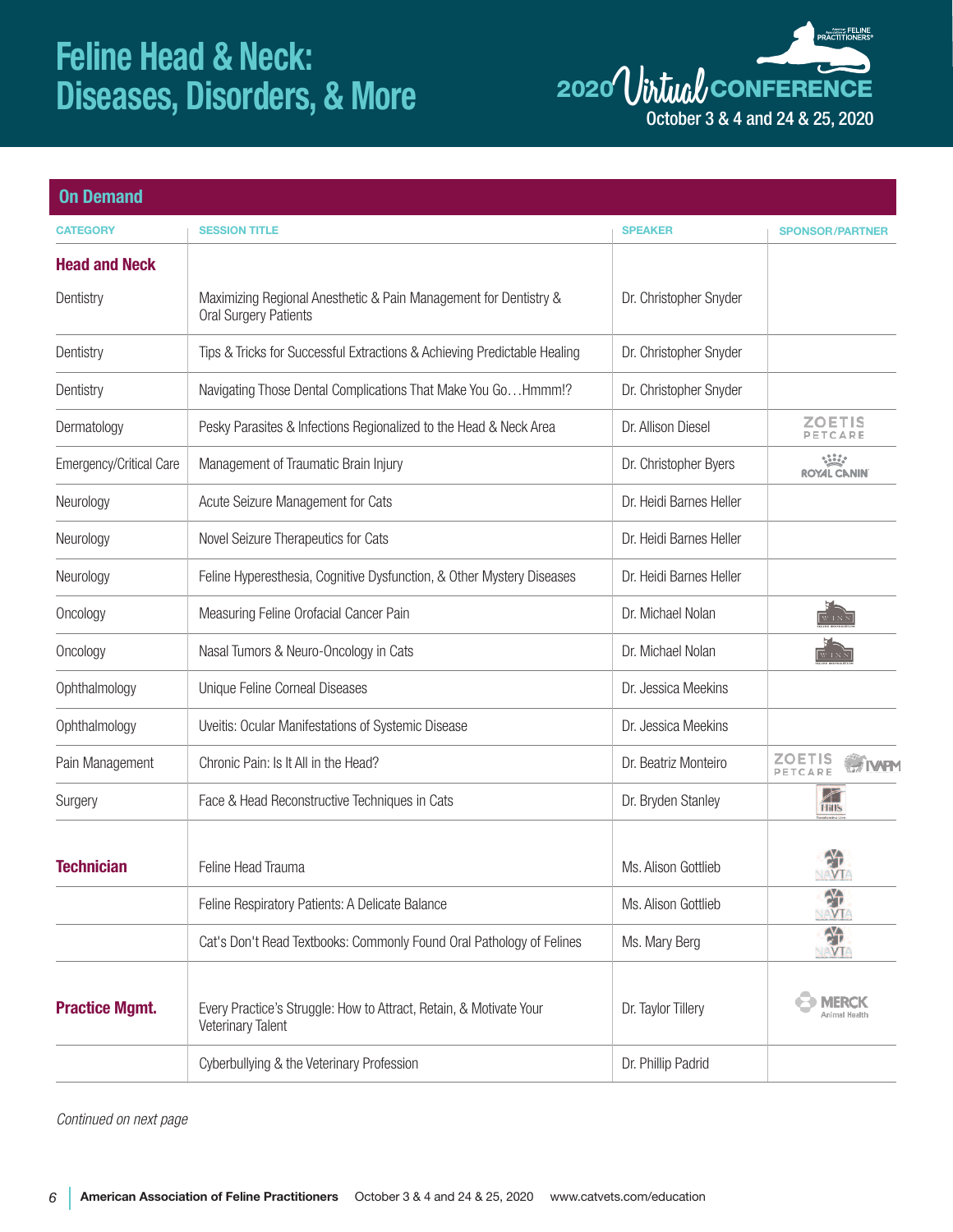# Feline Head & Neck: Diseases, Disorders, & More

2020 Virtual CONFERENCE
October 3 & 4 and 24 & 25, 2020

## On Demand

| CATEGORY | SESSION TITLE | SPEAKER | SPONSOR/PARTNER |
|---|---|---|---|
| **Head and Neck** | | | |
| Dentistry | Maximizing Regional Anesthetic & Pain Management for Dentistry & Oral Surgery Patients | Dr. Christopher Snyder | |
| Dentistry | Tips & Tricks for Successful Extractions & Achieving Predictable Healing | Dr. Christopher Snyder | |
| Dentistry | Navigating Those Dental Complications That Make You Go…Hmmm!? | Dr. Christopher Snyder | |
| Dermatology | Pesky Parasites & Infections Regionalized to the Head & Neck Area | Dr. Allison Diesel | ZOETIS PETCARE |
| Emergency/Critical Care | Management of Traumatic Brain Injury | Dr. Christopher Byers | ROYAL CANIN |
| Neurology | Acute Seizure Management for Cats | Dr. Heidi Barnes Heller | |
| Neurology | Novel Seizure Therapeutics for Cats | Dr. Heidi Barnes Heller | |
| Neurology | Feline Hyperesthesia, Cognitive Dysfunction, & Other Mystery Diseases | Dr. Heidi Barnes Heller | |
| Oncology | Measuring Feline Orofacial Cancer Pain | Dr. Michael Nolan | WINN |
| Oncology | Nasal Tumors & Neuro-Oncology in Cats | Dr. Michael Nolan | WINN |
| Ophthalmology | Unique Feline Corneal Diseases | Dr. Jessica Meekins | |
| Ophthalmology | Uveitis: Ocular Manifestations of Systemic Disease | Dr. Jessica Meekins | |
| Pain Management | Chronic Pain: Is It All in the Head? | Dr. Beatriz Monteiro | ZOETIS PETCARE, IVAPM |
| Surgery | Face & Head Reconstructive Techniques in Cats | Dr. Bryden Stanley | Hill's |
| **Technician** | Feline Head Trauma | Ms. Alison Gottlieb | NAVTA |
| | Feline Respiratory Patients: A Delicate Balance | Ms. Alison Gottlieb | NAVTA |
| | Cat's Don't Read Textbooks: Commonly Found Oral Pathology of Felines | Ms. Mary Berg | NAVTA |
| **Practice Mgmt.** | Every Practice's Struggle: How to Attract, Retain, & Motivate Your Veterinary Talent | Dr. Taylor Tillery | MERCK Animal Health |
| | Cyberbullying & the Veterinary Profession | Dr. Phillip Padrid | |

*Continued on next page*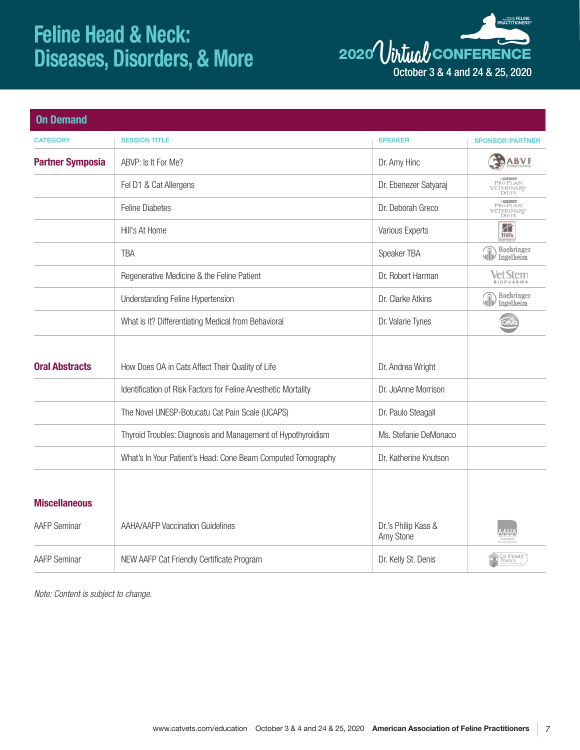# Feline Head & Neck: Diseases, Disorders, & More

2020 Virtual CONFERENCE
October 3 & 4 and 24 & 25, 2020

## On Demand

| CATEGORY | SESSION TITLE | SPEAKER | SPONSOR/PARTNER |
|---|---|---|---|
| **Partner Symposia** | ABVP: Is It For Me? | Dr. Amy Hinc | ABVP |
| | Fel D1 & Cat Allergens | Dr. Ebenezer Satyaraj | Purina Pro Plan Veterinary Diets |
| | Feline Diabetes | Dr. Deborah Greco | Purina Pro Plan Veterinary Diets |
| | Hill's At Home | Various Experts | Hill's |
| | TBA | Speaker TBA | Boehringer Ingelheim |
| | Regenerative Medicine & the Feline Patient | Dr. Robert Harman | VetStem Biopharma |
| | Understanding Feline Hypertension | Dr. Clarke Atkins | Boehringer Ingelheim |
| | What is it? Differentiating Medical from Behavioral | Dr. Valarie Tynes | Ceva |
| **Oral Abstracts** | How Does OA in Cats Affect Their Quality of Life | Dr. Andrea Wright | |
| | Identification of Risk Factors for Feline Anesthetic Mortality | Dr. JoAnne Morrison | |
| | The Novel UNESP-Botucatu Cat Pain Scale (UCAPS) | Dr. Paulo Steagall | |
| | Thyroid Troubles: Diagnosis and Management of Hypothyroidism | Ms. Stefanie DeMonaco | |
| | What's In Your Patient's Head: Cone Beam Computed Tomography | Dr. Katherine Knutson | |
| **Miscellaneous** | | | |
| AAFP Seminar | AAHA/AAFP Vaccination Guidelines | Dr.'s Philip Kass & Amy Stone | AAHA |
| AAFP Seminar | NEW AAFP Cat Friendly Certificate Program | Dr. Kelly St. Denis | Cat Friendly Practice |

*Note: Content is subject to change.*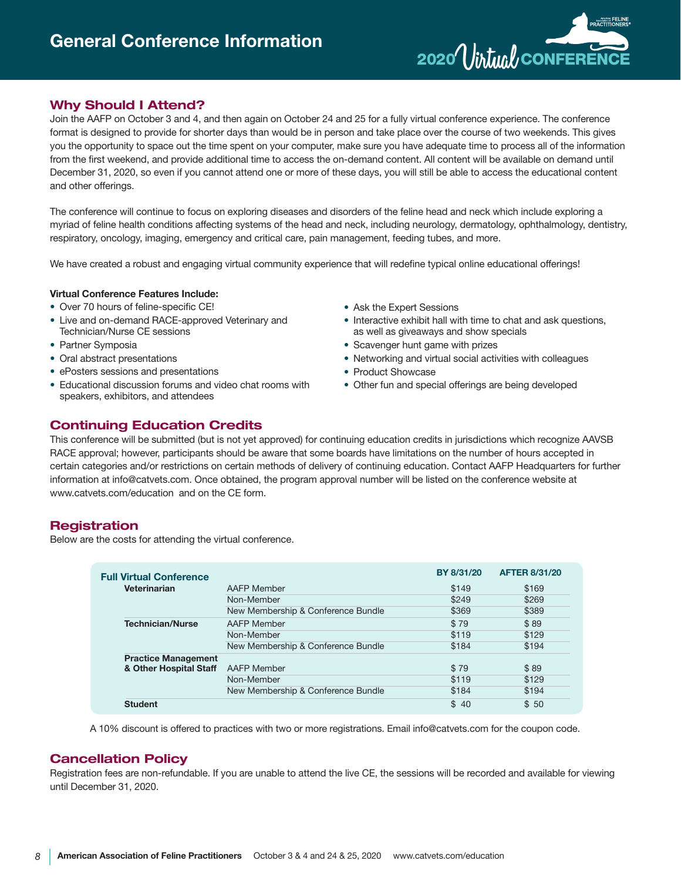# General Conference Information

2020 Virtual CONFERENCE

## Why Should I Attend?

Join the AAFP on October 3 and 4, and then again on October 24 and 25 for a fully virtual conference experience. The conference format is designed to provide for shorter days than would be in person and take place over the course of two weekends. This gives you the opportunity to space out the time spent on your computer, make sure you have adequate time to process all of the information from the first weekend, and provide additional time to access the on-demand content. All content will be available on demand until December 31, 2020, so even if you cannot attend one or more of these days, you will still be able to access the educational content and other offerings.

The conference will continue to focus on exploring diseases and disorders of the feline head and neck which include exploring a myriad of feline health conditions affecting systems of the head and neck, including neurology, dermatology, ophthalmology, dentistry, respiratory, oncology, imaging, emergency and critical care, pain management, feeding tubes, and more.

We have created a robust and engaging virtual community experience that will redefine typical online educational offerings!

**Virtual Conference Features Include:**

- Over 70 hours of feline-specific CE!
- Live and on-demand RACE-approved Veterinary and Technician/Nurse CE sessions
- Partner Symposia
- Oral abstract presentations
- ePosters sessions and presentations
- Educational discussion forums and video chat rooms with speakers, exhibitors, and attendees
- Ask the Expert Sessions
- Interactive exhibit hall with time to chat and ask questions, as well as giveaways and show specials
- Scavenger hunt game with prizes
- Networking and virtual social activities with colleagues
- Product Showcase
- Other fun and special offerings are being developed

## Continuing Education Credits

This conference will be submitted (but is not yet approved) for continuing education credits in jurisdictions which recognize AAVSB RACE approval; however, participants should be aware that some boards have limitations on the number of hours accepted in certain categories and/or restrictions on certain methods of delivery of continuing education. Contact AAFP Headquarters for further information at info@catvets.com. Once obtained, the program approval number will be listed on the conference website at www.catvets.com/education and on the CE form.

## Registration

Below are the costs for attending the virtual conference.

| Full Virtual Conference | | BY 8/31/20 | AFTER 8/31/20 |
|---|---|---|---|
| **Veterinarian** | AAFP Member | $149 | $169 |
| | Non-Member | $249 | $269 |
| | New Membership & Conference Bundle | $369 | $389 |
| **Technician/Nurse** | AAFP Member | $ 79 | $ 89 |
| | Non-Member | $119 | $129 |
| | New Membership & Conference Bundle | $184 | $194 |
| **Practice Management & Other Hospital Staff** | AAFP Member | $ 79 | $ 89 |
| | Non-Member | $119 | $129 |
| | New Membership & Conference Bundle | $184 | $194 |
| **Student** | | $ 40 | $ 50 |

A 10% discount is offered to practices with two or more registrations. Email info@catvets.com for the coupon code.

## Cancellation Policy

Registration fees are non-refundable. If you are unable to attend the live CE, the sessions will be recorded and available for viewing until December 31, 2020.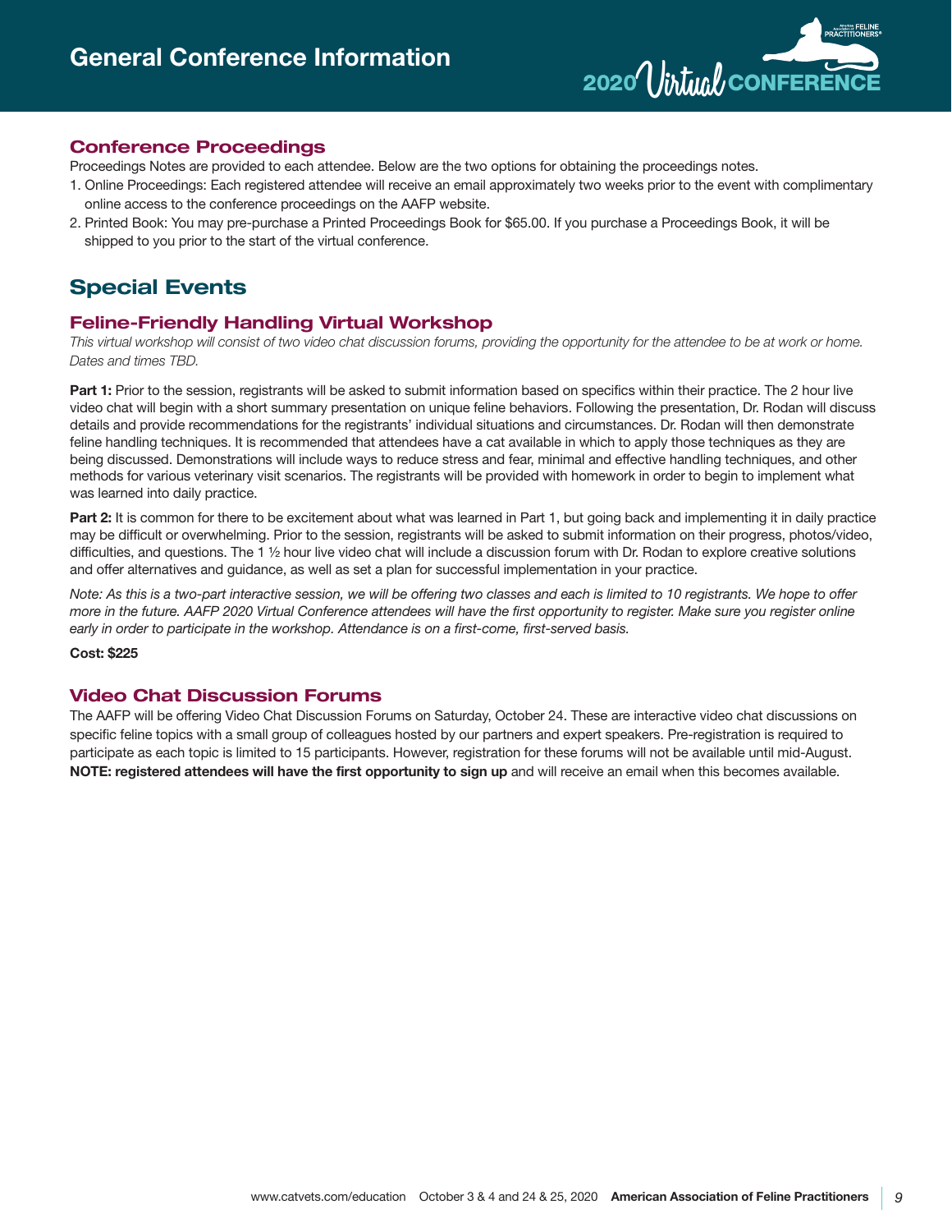# General Conference Information

## Conference Proceedings

Proceedings Notes are provided to each attendee. Below are the two options for obtaining the proceedings notes.

1. Online Proceedings: Each registered attendee will receive an email approximately two weeks prior to the event with complimentary online access to the conference proceedings on the AAFP website.
2. Printed Book: You may pre-purchase a Printed Proceedings Book for $65.00. If you purchase a Proceedings Book, it will be shipped to you prior to the start of the virtual conference.

# Special Events

## Feline-Friendly Handling Virtual Workshop

*This virtual workshop will consist of two video chat discussion forums, providing the opportunity for the attendee to be at work or home. Dates and times TBD.*

**Part 1:** Prior to the session, registrants will be asked to submit information based on specifics within their practice. The 2 hour live video chat will begin with a short summary presentation on unique feline behaviors. Following the presentation, Dr. Rodan will discuss details and provide recommendations for the registrants' individual situations and circumstances. Dr. Rodan will then demonstrate feline handling techniques. It is recommended that attendees have a cat available in which to apply those techniques as they are being discussed. Demonstrations will include ways to reduce stress and fear, minimal and effective handling techniques, and other methods for various veterinary visit scenarios. The registrants will be provided with homework in order to begin to implement what was learned into daily practice.

**Part 2:** It is common for there to be excitement about what was learned in Part 1, but going back and implementing it in daily practice may be difficult or overwhelming. Prior to the session, registrants will be asked to submit information on their progress, photos/video, difficulties, and questions. The 1 ½ hour live video chat will include a discussion forum with Dr. Rodan to explore creative solutions and offer alternatives and guidance, as well as set a plan for successful implementation in your practice.

*Note: As this is a two-part interactive session, we will be offering two classes and each is limited to 10 registrants. We hope to offer more in the future. AAFP 2020 Virtual Conference attendees will have the first opportunity to register. Make sure you register online early in order to participate in the workshop. Attendance is on a first-come, first-served basis.*

**Cost: $225**

## Video Chat Discussion Forums

The AAFP will be offering Video Chat Discussion Forums on Saturday, October 24. These are interactive video chat discussions on specific feline topics with a small group of colleagues hosted by our partners and expert speakers. Pre-registration is required to participate as each topic is limited to 15 participants. However, registration for these forums will not be available until mid-August. **NOTE: registered attendees will have the first opportunity to sign up** and will receive an email when this becomes available.